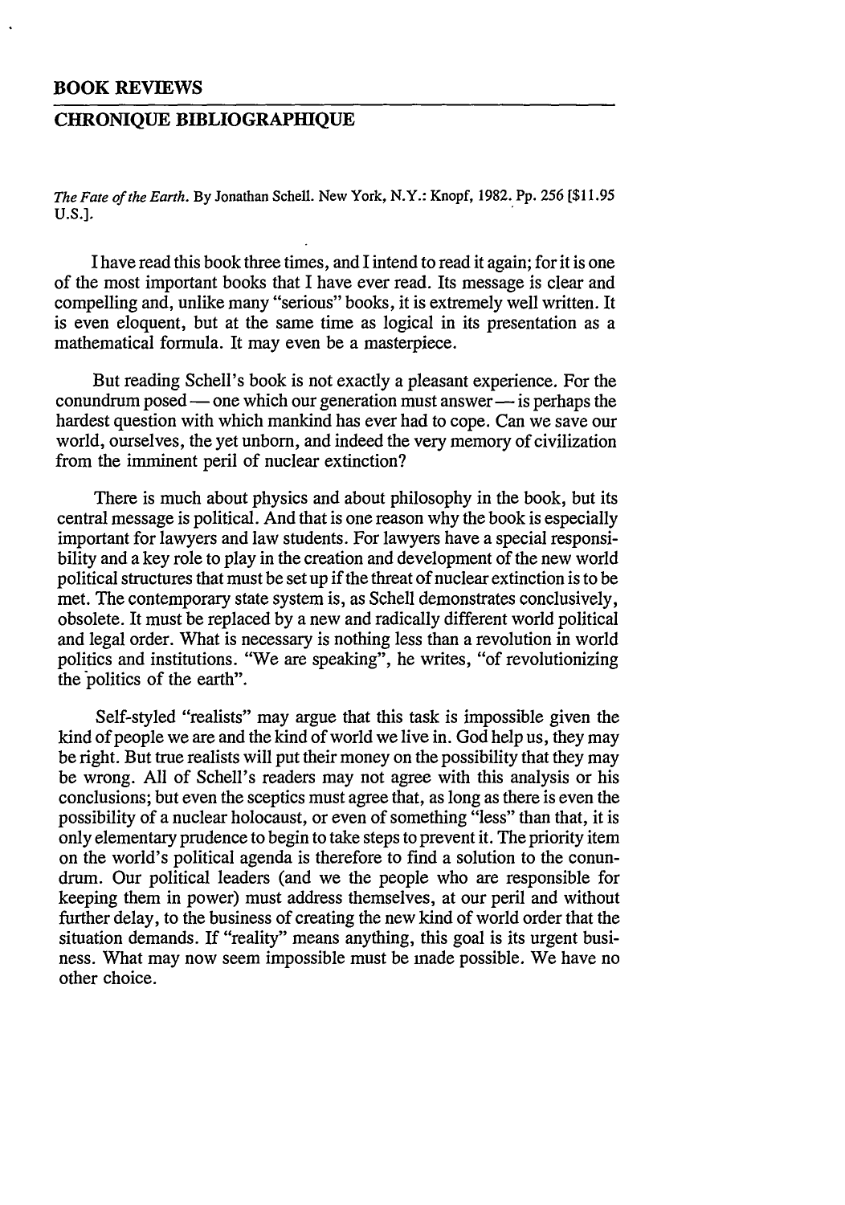# BOOK REVIEWS

## CHRONIQUE BIBLIOGRAPHIQUE

*The Fate of the Earth.* By Jonathan Schell. New York, N.Y.: Knopf, 1982. Pp. 256 [$11.95 U.S.].

I have read this book three times, and I intend to read it again; for it is one of the most important books that I have ever read. Its message is clear and compelling and, unlike many "serious" books, it is extremely well written. It is even eloquent, but at the same time as logical in its presentation as a mathematical formula. It may even be a masterpiece.

But reading Schell's book is not exactly a pleasant experience. For the conundrum posed — one which our generation must answer — is perhaps the hardest question with which mankind has ever had to cope. Can we save our world, ourselves, the yet unborn, and indeed the very memory of civilization from the imminent peril of nuclear extinction?

There is much about physics and about philosophy in the book, but its central message is political. And that is one reason why the book is especially important for lawyers and law students. For lawyers have a special responsibility and a key role to play in the creation and development of the new world political structures that must be set up if the threat of nuclear extinction is to be met. The contemporary state system is, as Schell demonstrates conclusively, obsolete. It must be replaced by a new and radically different world political and legal order. What is necessary is nothing less than a revolution in world politics and institutions. "We are speaking", he writes, "of revolutionizing the politics of the earth".

Self-styled "realists" may argue that this task is impossible given the kind of people we are and the kind of world we live in. God help us, they may be right. But true realists will put their money on the possibility that they may be wrong. All of Schell's readers may not agree with this analysis or his conclusions; but even the sceptics must agree that, as long as there is even the possibility of a nuclear holocaust, or even of something "less" than that, it is only elementary prudence to begin to take steps to prevent it. The priority item on the world's political agenda is therefore to find a solution to the conundrum. Our political leaders (and we the people who are responsible for keeping them in power) must address themselves, at our peril and without further delay, to the business of creating the new kind of world order that the situation demands. If "reality" means anything, this goal is its urgent business. What may now seem impossible must be made possible. We have no other choice.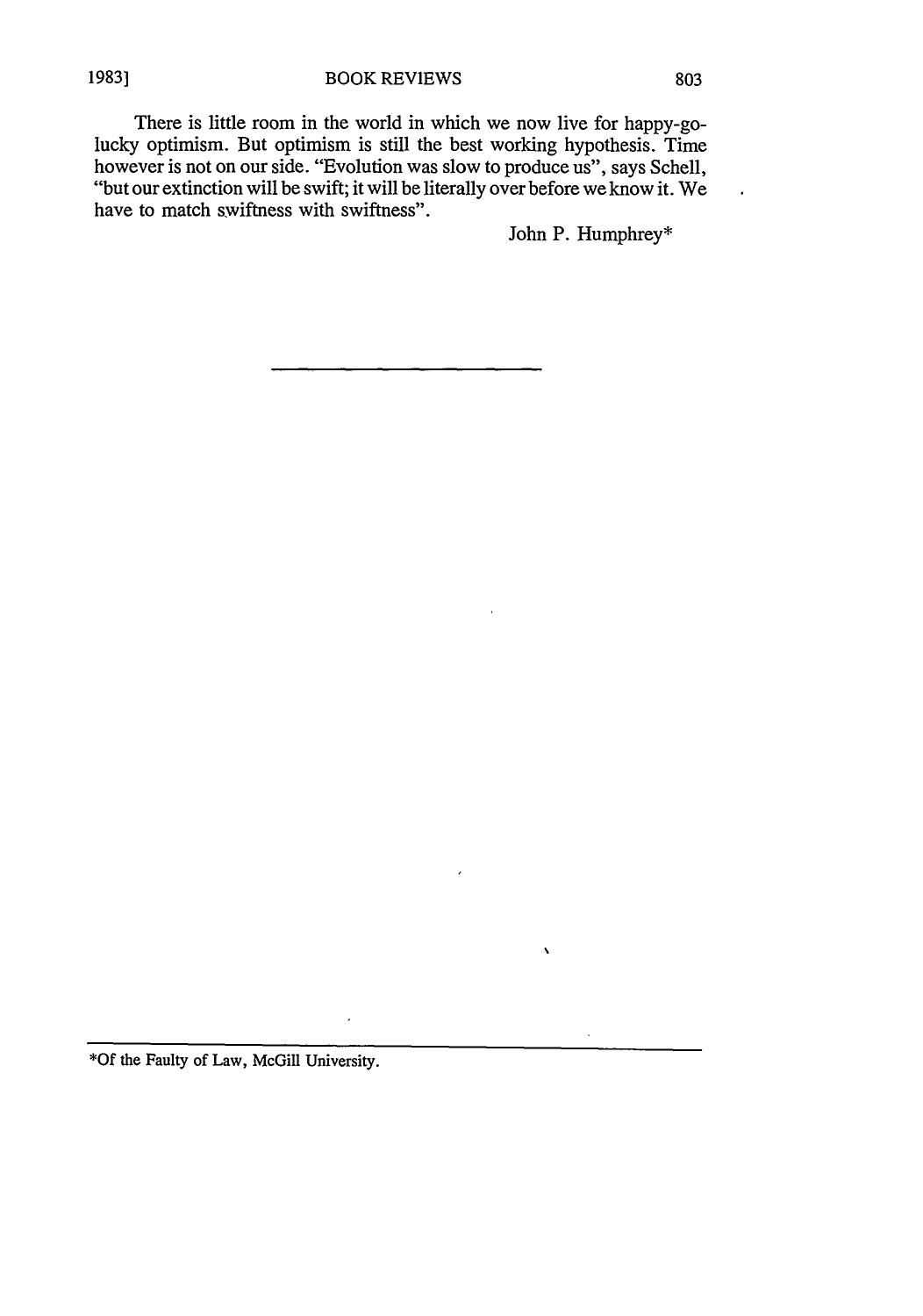There is little room in the world in which we now live for happy-go-lucky optimism. But optimism is still the best working hypothesis. Time however is not on our side. "Evolution was slow to produce us", says Schell, "but our extinction will be swift; it will be literally over before we know it. We have to match swiftness with swiftness".

John P. Humphrey*

---

*Of the Faulty of Law, McGill University.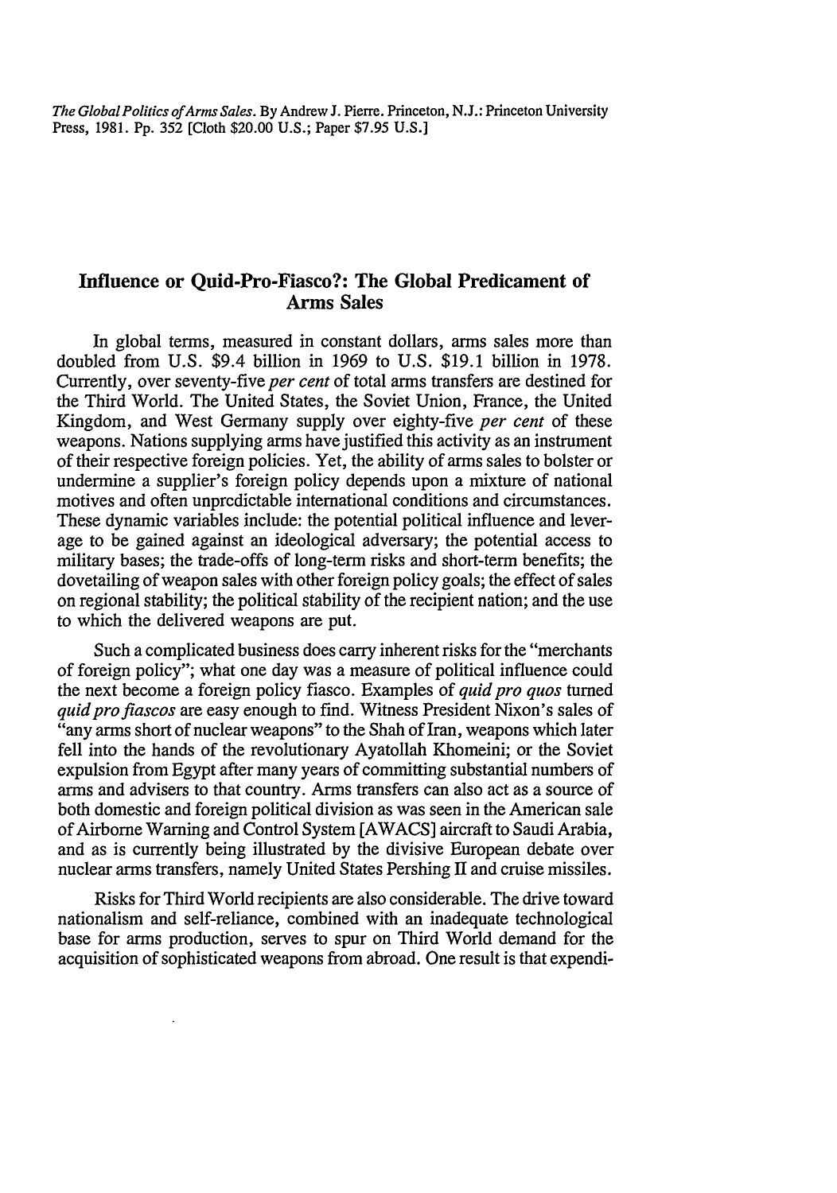*The Global Politics of Arms Sales*. By Andrew J. Pierre. Princeton, N.J.: Princeton University Press, 1981. Pp. 352 [Cloth $20.00 U.S.; Paper $7.95 U.S.]

## Influence or Quid-Pro-Fiasco?: The Global Predicament of Arms Sales

In global terms, measured in constant dollars, arms sales more than doubled from U.S. $9.4 billion in 1969 to U.S. $19.1 billion in 1978. Currently, over seventy-five *per cent* of total arms transfers are destined for the Third World. The United States, the Soviet Union, France, the United Kingdom, and West Germany supply over eighty-five *per cent* of these weapons. Nations supplying arms have justified this activity as an instrument of their respective foreign policies. Yet, the ability of arms sales to bolster or undermine a supplier's foreign policy depends upon a mixture of national motives and often unpredictable international conditions and circumstances. These dynamic variables include: the potential political influence and leverage to be gained against an ideological adversary; the potential access to military bases; the trade-offs of long-term risks and short-term benefits; the dovetailing of weapon sales with other foreign policy goals; the effect of sales on regional stability; the political stability of the recipient nation; and the use to which the delivered weapons are put.

Such a complicated business does carry inherent risks for the "merchants of foreign policy"; what one day was a measure of political influence could the next become a foreign policy fiasco. Examples of *quid pro quos* turned *quid pro fiascos* are easy enough to find. Witness President Nixon's sales of "any arms short of nuclear weapons" to the Shah of Iran, weapons which later fell into the hands of the revolutionary Ayatollah Khomeini; or the Soviet expulsion from Egypt after many years of committing substantial numbers of arms and advisers to that country. Arms transfers can also act as a source of both domestic and foreign political division as was seen in the American sale of Airborne Warning and Control System [AWACS] aircraft to Saudi Arabia, and as is currently being illustrated by the divisive European debate over nuclear arms transfers, namely United States Pershing II and cruise missiles.

Risks for Third World recipients are also considerable. The drive toward nationalism and self-reliance, combined with an inadequate technological base for arms production, serves to spur on Third World demand for the acquisition of sophisticated weapons from abroad. One result is that expendi-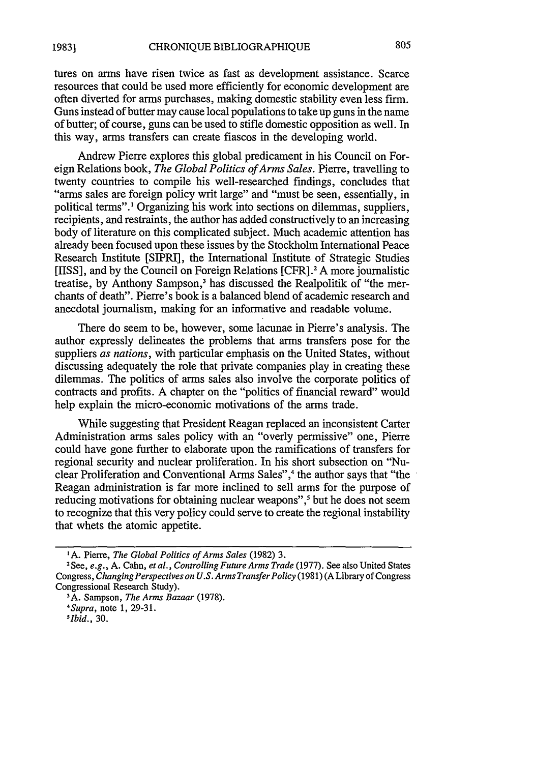tures on arms have risen twice as fast as development assistance. Scarce resources that could be used more efficiently for economic development are often diverted for arms purchases, making domestic stability even less firm. Guns instead of butter may cause local populations to take up guns in the name of butter; of course, guns can be used to stifle domestic opposition as well. In this way, arms transfers can create fiascos in the developing world.

Andrew Pierre explores this global predicament in his Council on Foreign Relations book, *The Global Politics of Arms Sales*. Pierre, travelling to twenty countries to compile his well-researched findings, concludes that "arms sales are foreign policy writ large" and "must be seen, essentially, in political terms".[1] Organizing his work into sections on dilemmas, suppliers, recipients, and restraints, the author has added constructively to an increasing body of literature on this complicated subject. Much academic attention has already been focused upon these issues by the Stockholm International Peace Research Institute [SIPRI], the International Institute of Strategic Studies [IISS], and by the Council on Foreign Relations [CFR].[2] A more journalistic treatise, by Anthony Sampson,[3] has discussed the Realpolitik of "the merchants of death". Pierre's book is a balanced blend of academic research and anecdotal journalism, making for an informative and readable volume.

There do seem to be, however, some lacunae in Pierre's analysis. The author expressly delineates the problems that arms transfers pose for the suppliers *as nations*, with particular emphasis on the United States, without discussing adequately the role that private companies play in creating these dilemmas. The politics of arms sales also involve the corporate politics of contracts and profits. A chapter on the "politics of financial reward" would help explain the micro-economic motivations of the arms trade.

While suggesting that President Reagan replaced an inconsistent Carter Administration arms sales policy with an "overly permissive" one, Pierre could have gone further to elaborate upon the ramifications of transfers for regional security and nuclear proliferation. In his short subsection on "Nuclear Proliferation and Conventional Arms Sales",[4] the author says that "the Reagan administration is far more inclined to sell arms for the purpose of reducing motivations for obtaining nuclear weapons",[5] but he does not seem to recognize that this very policy could serve to create the regional instability that whets the atomic appetite.

---

[1] A. Pierre, *The Global Politics of Arms Sales* (1982) 3.

[2] See, *e.g.*, A. Cahn, *et al.*, *Controlling Future Arms Trade* (1977). See also United States Congress, *Changing Perspectives on U.S. Arms Transfer Policy* (1981) (A Library of Congress Congressional Research Study).

[3] A. Sampson, *The Arms Bazaar* (1978).

[4] *Supra*, note 1, 29-31.

[5] *Ibid.*, 30.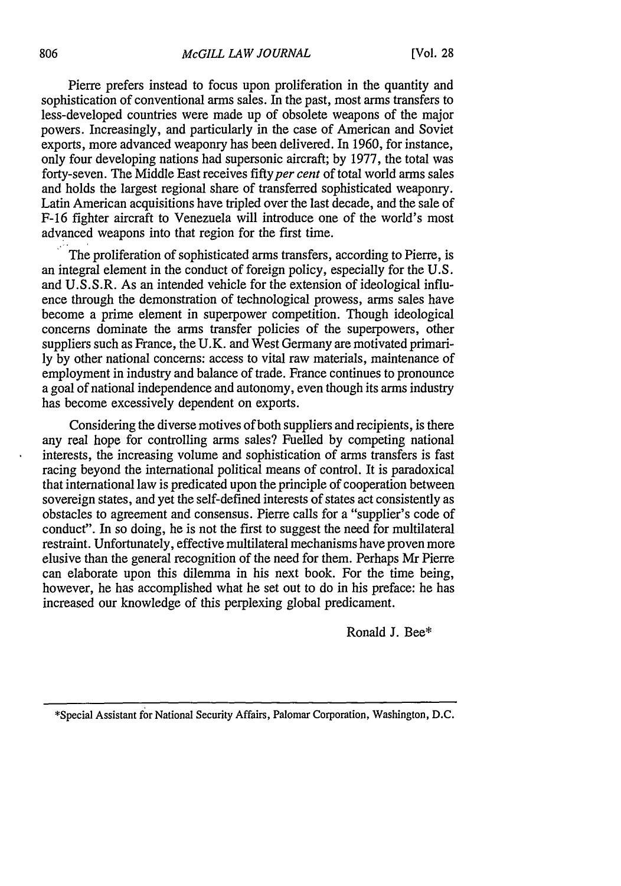Pierre prefers instead to focus upon proliferation in the quantity and sophistication of conventional arms sales. In the past, most arms transfers to less-developed countries were made up of obsolete weapons of the major powers. Increasingly, and particularly in the case of American and Soviet exports, more advanced weaponry has been delivered. In 1960, for instance, only four developing nations had supersonic aircraft; by 1977, the total was forty-seven. The Middle East receives fifty *per cent* of total world arms sales and holds the largest regional share of transferred sophisticated weaponry. Latin American acquisitions have tripled over the last decade, and the sale of F-16 fighter aircraft to Venezuela will introduce one of the world's most advanced weapons into that region for the first time.

The proliferation of sophisticated arms transfers, according to Pierre, is an integral element in the conduct of foreign policy, especially for the U.S. and U.S.S.R. As an intended vehicle for the extension of ideological influence through the demonstration of technological prowess, arms sales have become a prime element in superpower competition. Though ideological concerns dominate the arms transfer policies of the superpowers, other suppliers such as France, the U.K. and West Germany are motivated primarily by other national concerns: access to vital raw materials, maintenance of employment in industry and balance of trade. France continues to pronounce a goal of national independence and autonomy, even though its arms industry has become excessively dependent on exports.

Considering the diverse motives of both suppliers and recipients, is there any real hope for controlling arms sales? Fuelled by competing national interests, the increasing volume and sophistication of arms transfers is fast racing beyond the international political means of control. It is paradoxical that international law is predicated upon the principle of cooperation between sovereign states, and yet the self-defined interests of states act consistently as obstacles to agreement and consensus. Pierre calls for a "supplier's code of conduct". In so doing, he is not the first to suggest the need for multilateral restraint. Unfortunately, effective multilateral mechanisms have proven more elusive than the general recognition of the need for them. Perhaps Mr Pierre can elaborate upon this dilemma in his next book. For the time being, however, he has accomplished what he set out to do in his preface: he has increased our knowledge of this perplexing global predicament.

Ronald J. Bee*

---

*Special Assistant for National Security Affairs, Palomar Corporation, Washington, D.C.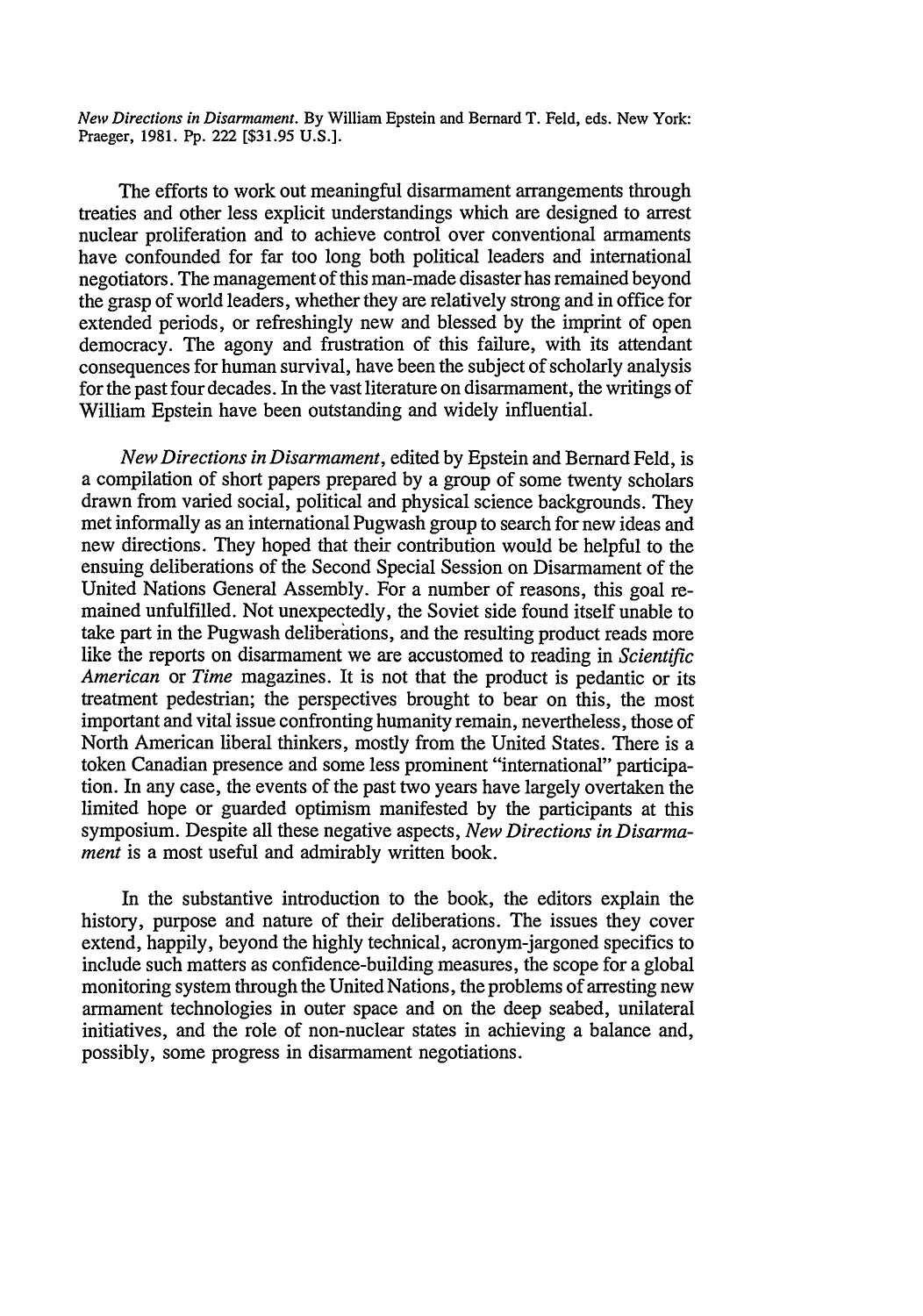*New Directions in Disarmament*. By William Epstein and Bernard T. Feld, eds. New York: Praeger, 1981. Pp. 222 [$31.95 U.S.].

The efforts to work out meaningful disarmament arrangements through treaties and other less explicit understandings which are designed to arrest nuclear proliferation and to achieve control over conventional armaments have confounded for far too long both political leaders and international negotiators. The management of this man-made disaster has remained beyond the grasp of world leaders, whether they are relatively strong and in office for extended periods, or refreshingly new and blessed by the imprint of open democracy. The agony and frustration of this failure, with its attendant consequences for human survival, have been the subject of scholarly analysis for the past four decades. In the vast literature on disarmament, the writings of William Epstein have been outstanding and widely influential.

*New Directions in Disarmament*, edited by Epstein and Bernard Feld, is a compilation of short papers prepared by a group of some twenty scholars drawn from varied social, political and physical science backgrounds. They met informally as an international Pugwash group to search for new ideas and new directions. They hoped that their contribution would be helpful to the ensuing deliberations of the Second Special Session on Disarmament of the United Nations General Assembly. For a number of reasons, this goal remained unfulfilled. Not unexpectedly, the Soviet side found itself unable to take part in the Pugwash deliberations, and the resulting product reads more like the reports on disarmament we are accustomed to reading in *Scientific American* or *Time* magazines. It is not that the product is pedantic or its treatment pedestrian; the perspectives brought to bear on this, the most important and vital issue confronting humanity remain, nevertheless, those of North American liberal thinkers, mostly from the United States. There is a token Canadian presence and some less prominent "international" participation. In any case, the events of the past two years have largely overtaken the limited hope or guarded optimism manifested by the participants at this symposium. Despite all these negative aspects, *New Directions in Disarmament* is a most useful and admirably written book.

In the substantive introduction to the book, the editors explain the history, purpose and nature of their deliberations. The issues they cover extend, happily, beyond the highly technical, acronym-jargoned specifics to include such matters as confidence-building measures, the scope for a global monitoring system through the United Nations, the problems of arresting new armament technologies in outer space and on the deep seabed, unilateral initiatives, and the role of non-nuclear states in achieving a balance and, possibly, some progress in disarmament negotiations.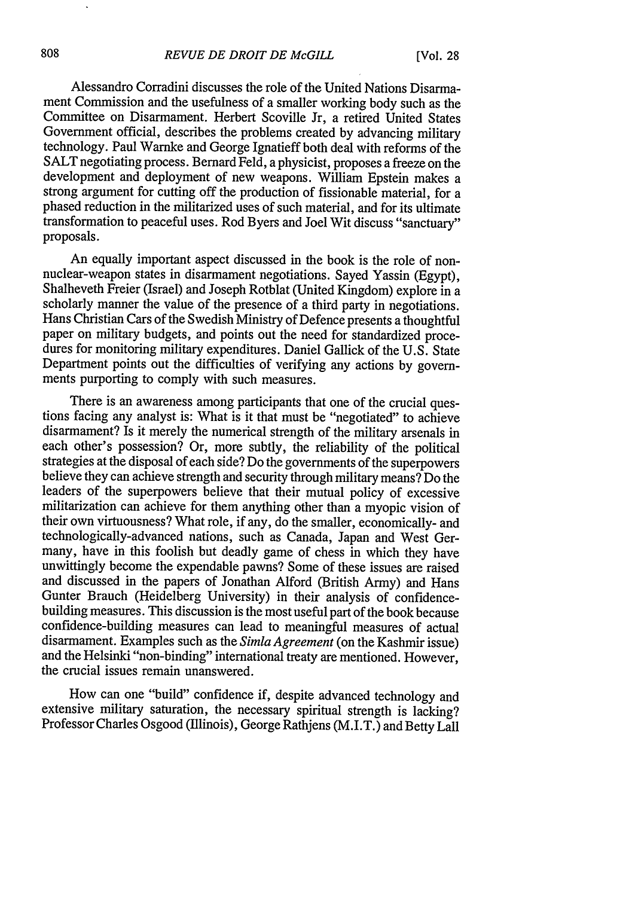Alessandro Corradini discusses the role of the United Nations Disarmament Commission and the usefulness of a smaller working body such as the Committee on Disarmament. Herbert Scoville Jr, a retired United States Government official, describes the problems created by advancing military technology. Paul Warnke and George Ignatieff both deal with reforms of the SALT negotiating process. Bernard Feld, a physicist, proposes a freeze on the development and deployment of new weapons. William Epstein makes a strong argument for cutting off the production of fissionable material, for a phased reduction in the militarized uses of such material, and for its ultimate transformation to peaceful uses. Rod Byers and Joel Wit discuss "sanctuary" proposals.

An equally important aspect discussed in the book is the role of non-nuclear-weapon states in disarmament negotiations. Sayed Yassin (Egypt), Shalheveth Freier (Israel) and Joseph Rotblat (United Kingdom) explore in a scholarly manner the value of the presence of a third party in negotiations. Hans Christian Cars of the Swedish Ministry of Defence presents a thoughtful paper on military budgets, and points out the need for standardized procedures for monitoring military expenditures. Daniel Gallick of the U.S. State Department points out the difficulties of verifying any actions by governments purporting to comply with such measures.

There is an awareness among participants that one of the crucial questions facing any analyst is: What is it that must be "negotiated" to achieve disarmament? Is it merely the numerical strength of the military arsenals in each other's possession? Or, more subtly, the reliability of the political strategies at the disposal of each side? Do the governments of the superpowers believe they can achieve strength and security through military means? Do the leaders of the superpowers believe that their mutual policy of excessive militarization can achieve for them anything other than a myopic vision of their own virtuousness? What role, if any, do the smaller, economically- and technologically-advanced nations, such as Canada, Japan and West Germany, have in this foolish but deadly game of chess in which they have unwittingly become the expendable pawns? Some of these issues are raised and discussed in the papers of Jonathan Alford (British Army) and Hans Gunter Brauch (Heidelberg University) in their analysis of confidence-building measures. This discussion is the most useful part of the book because confidence-building measures can lead to meaningful measures of actual disarmament. Examples such as the *Simla Agreement* (on the Kashmir issue) and the Helsinki "non-binding" international treaty are mentioned. However, the crucial issues remain unanswered.

How can one "build" confidence if, despite advanced technology and extensive military saturation, the necessary spiritual strength is lacking? Professor Charles Osgood (Illinois), George Rathjens (M.I.T.) and Betty Lall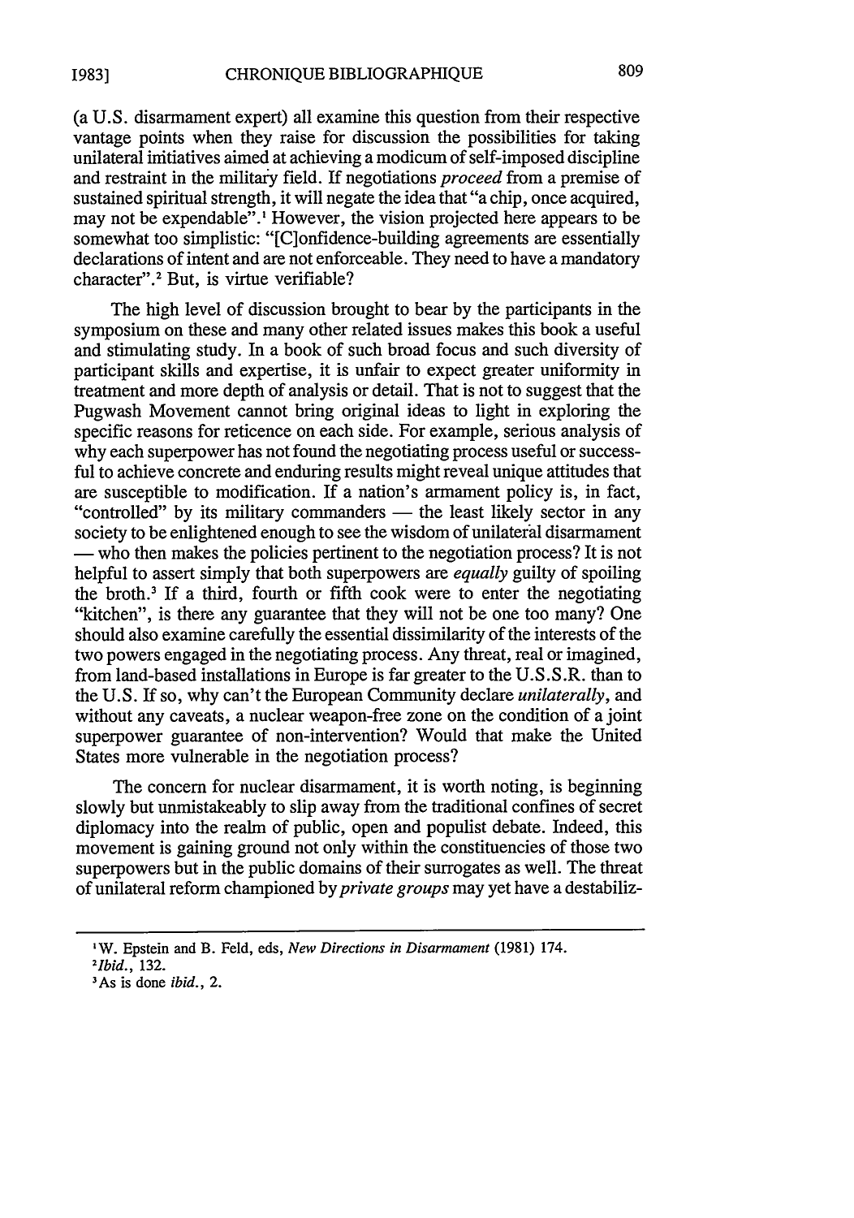(a U.S. disarmament expert) all examine this question from their respective vantage points when they raise for discussion the possibilities for taking unilateral initiatives aimed at achieving a modicum of self-imposed discipline and restraint in the military field. If negotiations *proceed* from a premise of sustained spiritual strength, it will negate the idea that "a chip, once acquired, may not be expendable".[1] However, the vision projected here appears to be somewhat too simplistic: "[C]onfidence-building agreements are essentially declarations of intent and are not enforceable. They need to have a mandatory character".[2] But, is virtue verifiable?

The high level of discussion brought to bear by the participants in the symposium on these and many other related issues makes this book a useful and stimulating study. In a book of such broad focus and such diversity of participant skills and expertise, it is unfair to expect greater uniformity in treatment and more depth of analysis or detail. That is not to suggest that the Pugwash Movement cannot bring original ideas to light in exploring the specific reasons for reticence on each side. For example, serious analysis of why each superpower has not found the negotiating process useful or successful to achieve concrete and enduring results might reveal unique attitudes that are susceptible to modification. If a nation's armament policy is, in fact, "controlled" by its military commanders — the least likely sector in any society to be enlightened enough to see the wisdom of unilateral disarmament — who then makes the policies pertinent to the negotiation process? It is not helpful to assert simply that both superpowers are *equally* guilty of spoiling the broth.[3] If a third, fourth or fifth cook were to enter the negotiating "kitchen", is there any guarantee that they will not be one too many? One should also examine carefully the essential dissimilarity of the interests of the two powers engaged in the negotiating process. Any threat, real or imagined, from land-based installations in Europe is far greater to the U.S.S.R. than to the U.S. If so, why can't the European Community declare *unilaterally*, and without any caveats, a nuclear weapon-free zone on the condition of a joint superpower guarantee of non-intervention? Would that make the United States more vulnerable in the negotiation process?

The concern for nuclear disarmament, it is worth noting, is beginning slowly but unmistakeably to slip away from the traditional confines of secret diplomacy into the realm of public, open and populist debate. Indeed, this movement is gaining ground not only within the constituencies of those two superpowers but in the public domains of their surrogates as well. The threat of unilateral reform championed by *private groups* may yet have a destabiliz-

---

[1] W. Epstein and B. Feld, eds, *New Directions in Disarmament* (1981) 174.

[2] *Ibid.*, 132.

[3] As is done *ibid.*, 2.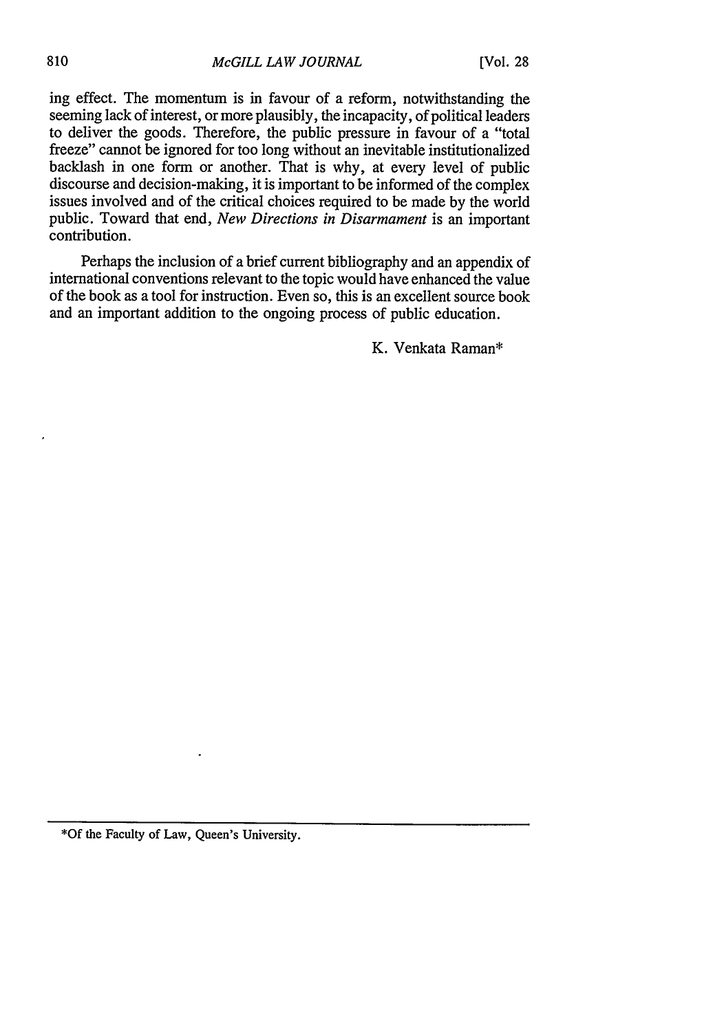ing effect. The momentum is in favour of a reform, notwithstanding the seeming lack of interest, or more plausibly, the incapacity, of political leaders to deliver the goods. Therefore, the public pressure in favour of a "total freeze" cannot be ignored for too long without an inevitable institutionalized backlash in one form or another. That is why, at every level of public discourse and decision-making, it is important to be informed of the complex issues involved and of the critical choices required to be made by the world public. Toward that end, *New Directions in Disarmament* is an important contribution.

Perhaps the inclusion of a brief current bibliography and an appendix of international conventions relevant to the topic would have enhanced the value of the book as a tool for instruction. Even so, this is an excellent source book and an important addition to the ongoing process of public education.

K. Venkata Raman*

---

*Of the Faculty of Law, Queen's University.